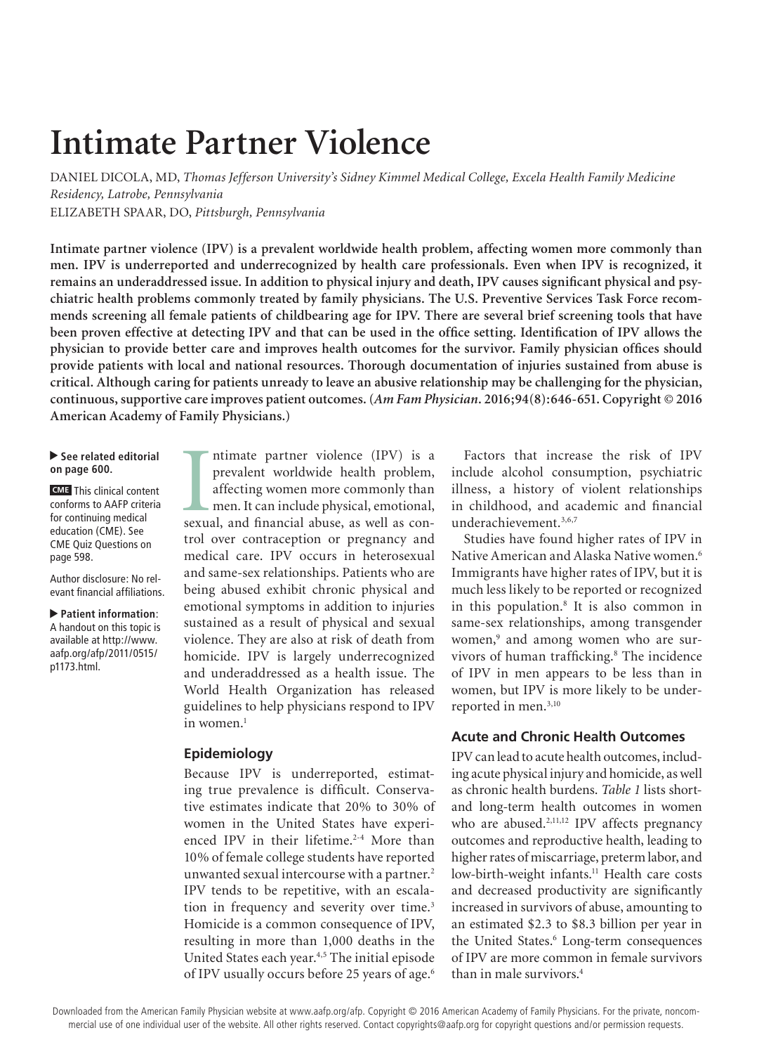# Intimate Partner Violence

DANIEL DICOLA, MD, *Thomas Jefferson University's Sidney Kimmel Medical College, Excela Health Family Medicine Residency, Latrobe, Pennsylvania*

ELIZABETH SPAAR, DO, *Pittsburgh, Pennsylvania*

**Intimate partner violence (IPV) is a prevalent worldwide health problem, affecting women more commonly than men. IPV is underreported and underrecognized by health care professionals. Even when IPV is recognized, it remains an underaddressed issue. In addition to physical injury and death, IPV causes significant physical and psychiatric health problems commonly treated by family physicians. The U.S. Preventive Services Task Force recommends screening all female patients of childbearing age for IPV. There are several brief screening tools that have been proven effective at detecting IPV and that can be used in the office setting. Identification of IPV allows the physician to provide better care and improves health outcomes for the survivor. Family physician offices should provide patients with local and national resources. Thorough documentation of injuries sustained from abuse is critical. Although caring for patients unready to leave an abusive relationship may be challenging for the physician, continuous, supportive care improves patient outcomes. (*Am Fam Physician*. 2016;94(8):646-651. Copyright © 2016 American Academy of Family Physicians.)**

▶ **See related editorial on page 600.**

**CME** This clinical content conforms to AAFP criteria for continuing medical education (CME). See CME Quiz Questions on page 598.

Author disclosure: No relevant financial affiliations.

▶ **Patient information**: A handout on this topic is available at http://www.aafp.org/afp/2011/0515/p1173.html.

Intimate partner violence (IPV) is a prevalent worldwide health problem, affecting women more commonly than men. It can include physical, emotional, sexual, and financial abuse, as well as control over contraception or pregnancy and medical care. IPV occurs in heterosexual and same-sex relationships. Patients who are being abused exhibit chronic physical and emotional symptoms in addition to injuries sustained as a result of physical and sexual violence. They are also at risk of death from homicide. IPV is largely underrecognized and underaddressed as a health issue. The World Health Organization has released guidelines to help physicians respond to IPV in women.[1]

## Epidemiology

Because IPV is underreported, estimating true prevalence is difficult. Conservative estimates indicate that 20% to 30% of women in the United States have experienced IPV in their lifetime.[2-4] More than 10% of female college students have reported unwanted sexual intercourse with a partner.[2] IPV tends to be repetitive, with an escalation in frequency and severity over time.[3] Homicide is a common consequence of IPV, resulting in more than 1,000 deaths in the United States each year.[4,5] The initial episode of IPV usually occurs before 25 years of age.[6]

Factors that increase the risk of IPV include alcohol consumption, psychiatric illness, a history of violent relationships in childhood, and academic and financial underachievement.[3,6,7]

Studies have found higher rates of IPV in Native American and Alaska Native women.[6] Immigrants have higher rates of IPV, but it is much less likely to be reported or recognized in this population.[8] It is also common in same-sex relationships, among transgender women,[9] and among women who are survivors of human trafficking.[8] The incidence of IPV in men appears to be less than in women, but IPV is more likely to be underreported in men.[3,10]

## Acute and Chronic Health Outcomes

IPV can lead to acute health outcomes, including acute physical injury and homicide, as well as chronic health burdens. *Table 1* lists short- and long-term health outcomes in women who are abused.[2,11,12] IPV affects pregnancy outcomes and reproductive health, leading to higher rates of miscarriage, preterm labor, and low-birth-weight infants.[11] Health care costs and decreased productivity are significantly increased in survivors of abuse, amounting to an estimated \$2.3 to \$8.3 billion per year in the United States.[6] Long-term consequences of IPV are more common in female survivors than in male survivors.[4]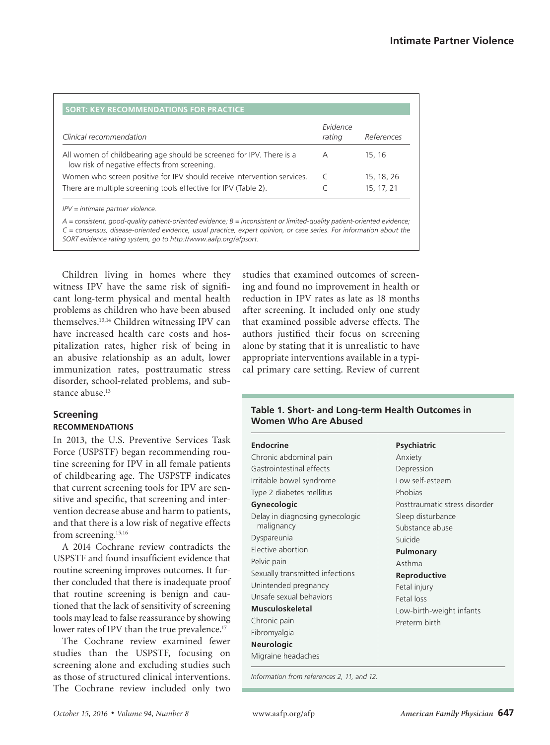**SORT: KEY RECOMMENDATIONS FOR PRACTICE**

| *Clinical recommendation* | *Evidence rating* | *References* |
|---|---|---|
| All women of childbearing age should be screened for IPV. There is a low risk of negative effects from screening. | A | 15, 16 |
| Women who screen positive for IPV should receive intervention services. | C | 15, 18, 26 |
| There are multiple screening tools effective for IPV (Table 2). | C | 15, 17, 21 |

*IPV = intimate partner violence.*

*A = consistent, good-quality patient-oriented evidence; B = inconsistent or limited-quality patient-oriented evidence; C = consensus, disease-oriented evidence, usual practice, expert opinion, or case series. For information about the SORT evidence rating system, go to http://www.aafp.org/afpsort.*

Children living in homes where they witness IPV have the same risk of significant long-term physical and mental health problems as children who have been abused themselves.[13,14] Children witnessing IPV can have increased health care costs and hospitalization rates, higher risk of being in an abusive relationship as an adult, lower immunization rates, posttraumatic stress disorder, school-related problems, and substance abuse.[13]

## Screening

### RECOMMENDATIONS

In 2013, the U.S. Preventive Services Task Force (USPSTF) began recommending routine screening for IPV in all female patients of childbearing age. The USPSTF indicates that current screening tools for IPV are sensitive and specific, that screening and intervention decrease abuse and harm to patients, and that there is a low risk of negative effects from screening.[15,16]

A 2014 Cochrane review contradicts the USPSTF and found insufficient evidence that routine screening improves outcomes. It further concluded that there is inadequate proof that routine screening is benign and cautioned that the lack of sensitivity of screening tools may lead to false reassurance by showing lower rates of IPV than the true prevalence.[17]

The Cochrane review examined fewer studies than the USPSTF, focusing on screening alone and excluding studies such as those of structured clinical interventions. The Cochrane review included only two studies that examined outcomes of screening and found no improvement in health or reduction in IPV rates as late as 18 months after screening. It included only one study that examined possible adverse effects. The authors justified their focus on screening alone by stating that it is unrealistic to have appropriate interventions available in a typical primary care setting. Review of current

**Table 1. Short- and Long-term Health Outcomes in Women Who Are Abused**

| | |
|---|---|
| **Endocrine** | **Psychiatric** |
| Chronic abdominal pain | Anxiety |
| Gastrointestinal effects | Depression |
| Irritable bowel syndrome | Low self-esteem |
| Type 2 diabetes mellitus | Phobias |
| **Gynecologic** | Posttraumatic stress disorder |
| Delay in diagnosing gynecologic malignancy | Sleep disturbance |
| Dyspareunia | Substance abuse |
| Elective abortion | Suicide |
| Pelvic pain | **Pulmonary** |
| Sexually transmitted infections | Asthma |
| Unintended pregnancy | **Reproductive** |
| Unsafe sexual behaviors | Fetal injury |
| **Musculoskeletal** | Fetal loss |
| Chronic pain | Low-birth-weight infants |
| Fibromyalgia | Preterm birth |
| **Neurologic** | |
| Migraine headaches | |

*Information from references 2, 11, and 12.*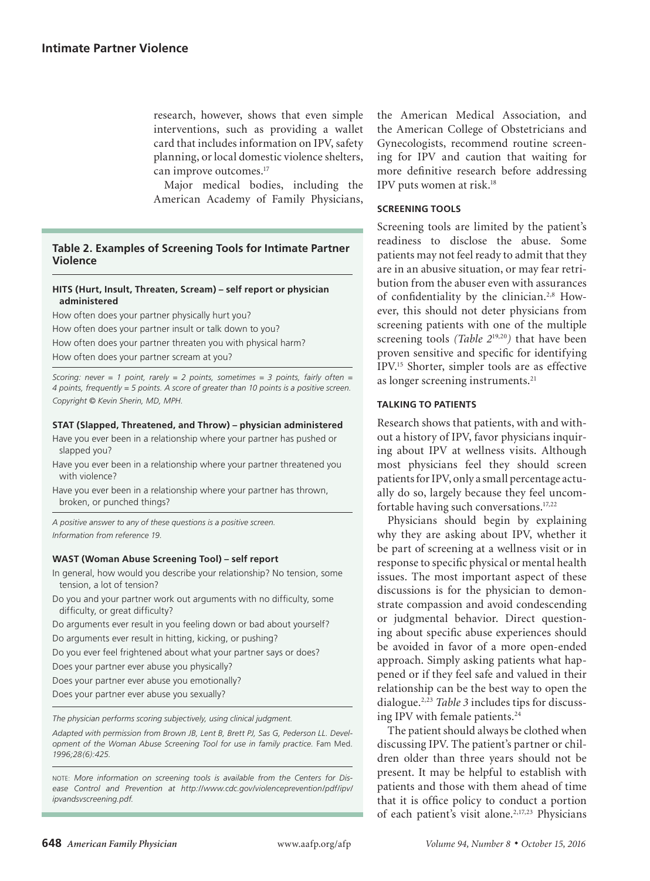research, however, shows that even simple interventions, such as providing a wallet card that includes information on IPV, safety planning, or local domestic violence shelters, can improve outcomes.[17]

Major medical bodies, including the American Academy of Family Physicians, the American Medical Association, and the American College of Obstetricians and Gynecologists, recommend routine screening for IPV and caution that waiting for more definitive research before addressing IPV puts women at risk.[18]

**Table 2. Examples of Screening Tools for Intimate Partner Violence**

**HITS (Hurt, Insult, Threaten, Scream) – self report or physician administered**

How often does your partner physically hurt you?

How often does your partner insult or talk down to you?

How often does your partner threaten you with physical harm?

How often does your partner scream at you?

*Scoring: never = 1 point, rarely = 2 points, sometimes = 3 points, fairly often = 4 points, frequently = 5 points. A score of greater than 10 points is a positive screen.*

*Copyright © Kevin Sherin, MD, MPH.*

**STAT (Slapped, Threatened, and Throw) – physician administered**

Have you ever been in a relationship where your partner has pushed or slapped you?

Have you ever been in a relationship where your partner threatened you with violence?

Have you ever been in a relationship where your partner has thrown, broken, or punched things?

*A positive answer to any of these questions is a positive screen.*

*Information from reference 19.*

**WAST (Woman Abuse Screening Tool) – self report**

In general, how would you describe your relationship? No tension, some tension, a lot of tension?

Do you and your partner work out arguments with no difficulty, some difficulty, or great difficulty?

Do arguments ever result in you feeling down or bad about yourself?

Do arguments ever result in hitting, kicking, or pushing?

Do you ever feel frightened about what your partner says or does?

Does your partner ever abuse you physically?

Does your partner ever abuse you emotionally?

Does your partner ever abuse you sexually?

*The physician performs scoring subjectively, using clinical judgment.*

*Adapted with permission from Brown JB, Lent B, Brett PJ, Sas G, Pederson LL. Development of the Woman Abuse Screening Tool for use in family practice.* Fam Med. *1996;28(6):425.*

NOTE: *More information on screening tools is available from the Centers for Disease Control and Prevention at http://www.cdc.gov/violenceprevention/pdf/ipv/ipvandsvscreening.pdf.*

## SCREENING TOOLS

Screening tools are limited by the patient's readiness to disclose the abuse. Some patients may not feel ready to admit that they are in an abusive situation, or may fear retribution from the abuser even with assurances of confidentiality by the clinician.[2,8] However, this should not deter physicians from screening patients with one of the multiple screening tools *(Table 2*[19,20]*)* that have been proven sensitive and specific for identifying IPV.[15] Shorter, simpler tools are as effective as longer screening instruments.[21]

## TALKING TO PATIENTS

Research shows that patients, with and without a history of IPV, favor physicians inquiring about IPV at wellness visits. Although most physicians feel they should screen patients for IPV, only a small percentage actually do so, largely because they feel uncomfortable having such conversations.[17,22]

Physicians should begin by explaining why they are asking about IPV, whether it be part of screening at a wellness visit or in response to specific physical or mental health issues. The most important aspect of these discussions is for the physician to demonstrate compassion and avoid condescending or judgmental behavior. Direct questioning about specific abuse experiences should be avoided in favor of a more open-ended approach. Simply asking patients what happened or if they feel safe and valued in their relationship can be the best way to open the dialogue.[2,23] *Table 3* includes tips for discussing IPV with female patients.[24]

The patient should always be clothed when discussing IPV. The patient's partner or children older than three years should not be present. It may be helpful to establish with patients and those with them ahead of time that it is office policy to conduct a portion of each patient's visit alone.[2,17,23] Physicians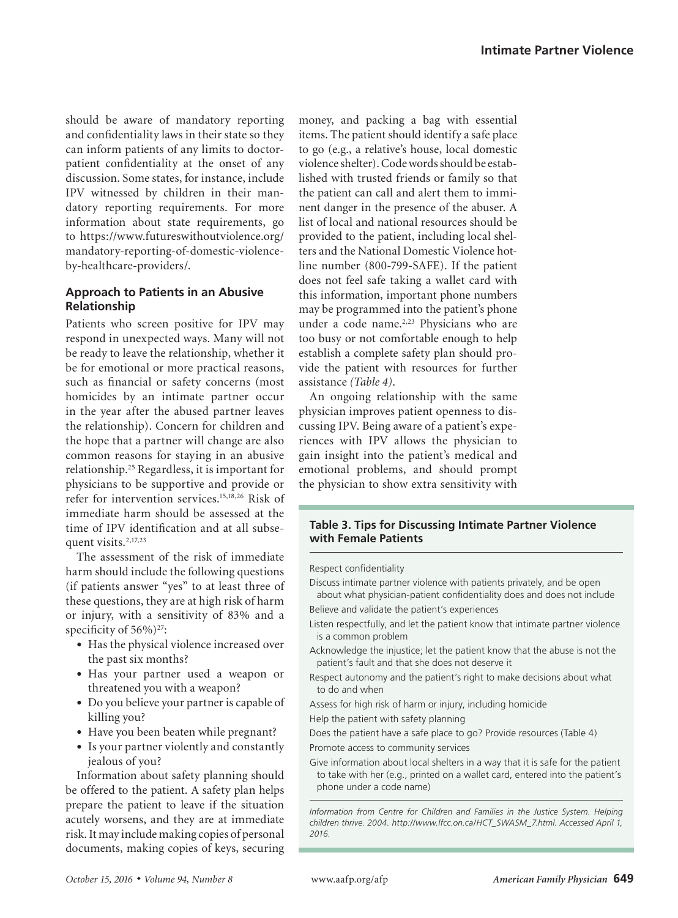should be aware of mandatory reporting and confidentiality laws in their state so they can inform patients of any limits to doctor-patient confidentiality at the onset of any discussion. Some states, for instance, include IPV witnessed by children in their mandatory reporting requirements. For more information about state requirements, go to https://www.futureswithoutviolence.org/mandatory-reporting-of-domestic-violence-by-healthcare-providers/.

### Approach to Patients in an Abusive Relationship

Patients who screen positive for IPV may respond in unexpected ways. Many will not be ready to leave the relationship, whether it be for emotional or more practical reasons, such as financial or safety concerns (most homicides by an intimate partner occur in the year after the abused partner leaves the relationship). Concern for children and the hope that a partner will change are also common reasons for staying in an abusive relationship.[25] Regardless, it is important for physicians to be supportive and provide or refer for intervention services.[15,18,26] Risk of immediate harm should be assessed at the time of IPV identification and at all subsequent visits.[2,17,23]

The assessment of the risk of immediate harm should include the following questions (if patients answer "yes" to at least three of these questions, they are at high risk of harm or injury, with a sensitivity of 83% and a specificity of 56%)[27]:

- Has the physical violence increased over the past six months?
- Has your partner used a weapon or threatened you with a weapon?
- Do you believe your partner is capable of killing you?
- Have you been beaten while pregnant?
- Is your partner violently and constantly jealous of you?

Information about safety planning should be offered to the patient. A safety plan helps prepare the patient to leave if the situation acutely worsens, and they are at immediate risk. It may include making copies of personal documents, making copies of keys, securing money, and packing a bag with essential items. The patient should identify a safe place to go (e.g., a relative's house, local domestic violence shelter). Code words should be established with trusted friends or family so that the patient can call and alert them to imminent danger in the presence of the abuser. A list of local and national resources should be provided to the patient, including local shelters and the National Domestic Violence hotline number (800-799-SAFE). If the patient does not feel safe taking a wallet card with this information, important phone numbers may be programmed into the patient's phone under a code name.[2,23] Physicians who are too busy or not comfortable enough to help establish a complete safety plan should provide the patient with resources for further assistance *(Table 4)*.

An ongoing relationship with the same physician improves patient openness to discussing IPV. Being aware of a patient's experiences with IPV allows the physician to gain insight into the patient's medical and emotional problems, and should prompt the physician to show extra sensitivity with

**Table 3. Tips for Discussing Intimate Partner Violence with Female Patients**

Respect confidentiality

- Discuss intimate partner violence with patients privately, and be open about what physician-patient confidentiality does and does not include

Believe and validate the patient's experiences

- Listen respectfully, and let the patient know that intimate partner violence is a common problem
- Acknowledge the injustice; let the patient know that the abuse is not the patient's fault and that she does not deserve it

Respect autonomy and the patient's right to make decisions about what to do and when

Assess for high risk of harm or injury, including homicide

Help the patient with safety planning

- Does the patient have a safe place to go? Provide resources (Table 4)

Promote access to community services

- Give information about local shelters in a way that it is safe for the patient to take with her (e.g., printed on a wallet card, entered into the patient's phone under a code name)

*Information from Centre for Children and Families in the Justice System. Helping children thrive. 2004. http://www.lfcc.on.ca/HCT_SWASM_7.html. Accessed April 1, 2016.*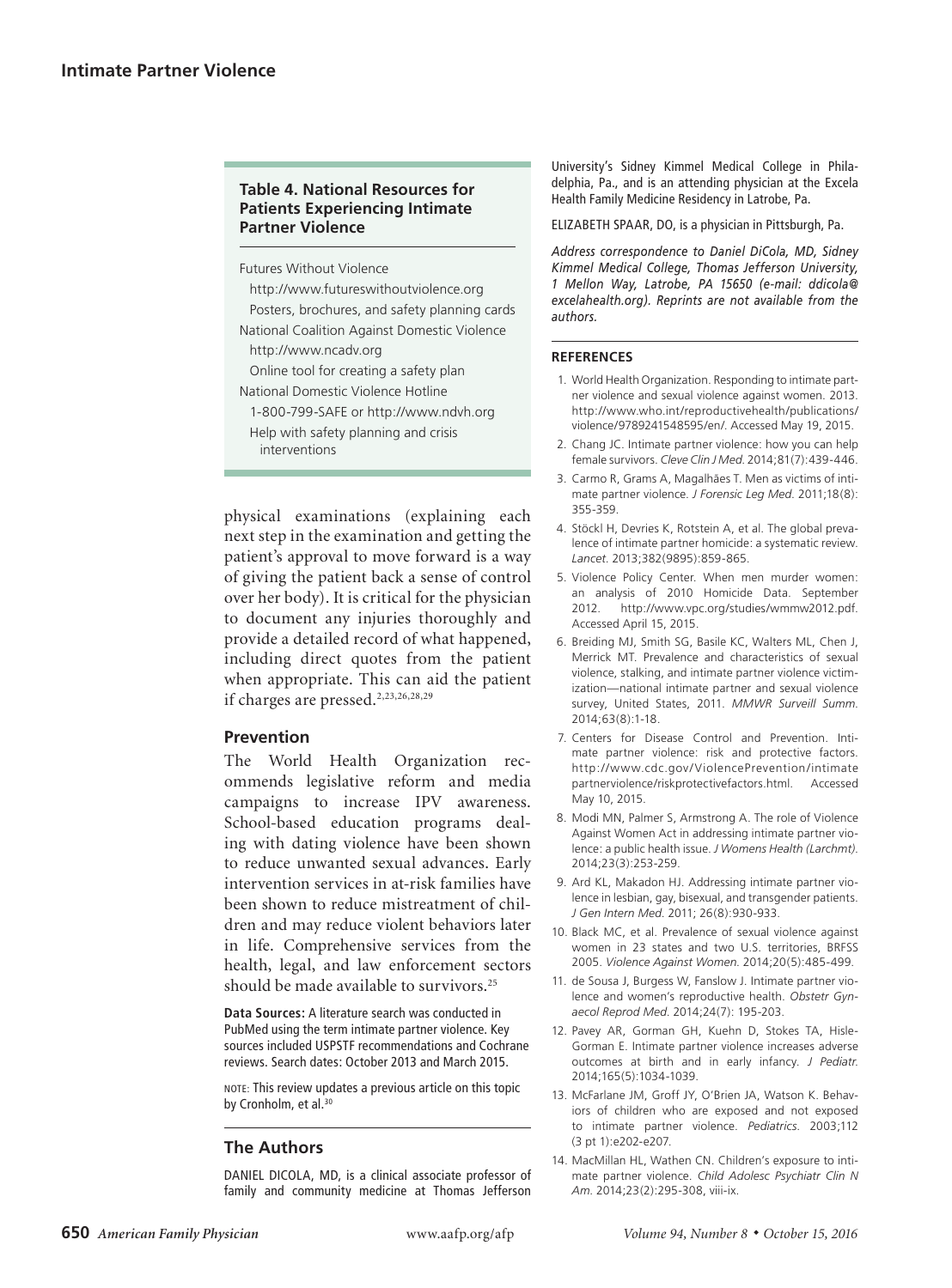### Table 4. National Resources for Patients Experiencing Intimate Partner Violence

Futures Without Violence
- http://www.futureswithoutviolence.org
- Posters, brochures, and safety planning cards

National Coalition Against Domestic Violence
- http://www.ncadv.org
- Online tool for creating a safety plan

National Domestic Violence Hotline
- 1-800-799-SAFE or http://www.ndvh.org
- Help with safety planning and crisis interventions

physical examinations (explaining each next step in the examination and getting the patient's approval to move forward is a way of giving the patient back a sense of control over her body). It is critical for the physician to document any injuries thoroughly and provide a detailed record of what happened, including direct quotes from the patient when appropriate. This can aid the patient if charges are pressed.[2,23,26,28,29]

## Prevention

The World Health Organization recommends legislative reform and media campaigns to increase IPV awareness. School-based education programs dealing with dating violence have been shown to reduce unwanted sexual advances. Early intervention services in at-risk families have been shown to reduce mistreatment of children and may reduce violent behaviors later in life. Comprehensive services from the health, legal, and law enforcement sectors should be made available to survivors.[25]

**Data Sources:** A literature search was conducted in PubMed using the term intimate partner violence. Key sources included USPSTF recommendations and Cochrane reviews. Search dates: October 2013 and March 2015.

NOTE: This review updates a previous article on this topic by Cronholm, et al.[30]

## The Authors

DANIEL DICOLA, MD, is a clinical associate professor of family and community medicine at Thomas Jefferson University's Sidney Kimmel Medical College in Philadelphia, Pa., and is an attending physician at the Excela Health Family Medicine Residency in Latrobe, Pa.

ELIZABETH SPAAR, DO, is a physician in Pittsburgh, Pa.

*Address correspondence to Daniel DiCola, MD, Sidney Kimmel Medical College, Thomas Jefferson University, 1 Mellon Way, Latrobe, PA 15650 (e-mail: ddicola@excelahealth.org). Reprints are not available from the authors.*

## REFERENCES

1. World Health Organization. Responding to intimate partner violence and sexual violence against women. 2013. http://www.who.int/reproductivehealth/publications/violence/9789241548595/en/. Accessed May 19, 2015.
2. Chang JC. Intimate partner violence: how you can help female survivors. *Cleve Clin J Med*. 2014;81(7):439-446.
3. Carmo R, Grams A, Magalhães T. Men as victims of intimate partner violence. *J Forensic Leg Med*. 2011;18(8):355-359.
4. Stöckl H, Devries K, Rotstein A, et al. The global prevalence of intimate partner homicide: a systematic review. *Lancet*. 2013;382(9895):859-865.
5. Violence Policy Center. When men murder women: an analysis of 2010 Homicide Data. September 2012. http://www.vpc.org/studies/wmmw2012.pdf. Accessed April 15, 2015.
6. Breiding MJ, Smith SG, Basile KC, Walters ML, Chen J, Merrick MT. Prevalence and characteristics of sexual violence, stalking, and intimate partner violence victimization—national intimate partner and sexual violence survey, United States, 2011. *MMWR Surveill Summ*. 2014;63(8):1-18.
7. Centers for Disease Control and Prevention. Intimate partner violence: risk and protective factors. http://www.cdc.gov/ViolencePrevention/intimatepartnerviolence/riskprotectivefactors.html. Accessed May 10, 2015.
8. Modi MN, Palmer S, Armstrong A. The role of Violence Against Women Act in addressing intimate partner violence: a public health issue. *J Womens Health (Larchmt)*. 2014;23(3):253-259.
9. Ard KL, Makadon HJ. Addressing intimate partner violence in lesbian, gay, bisexual, and transgender patients. *J Gen Intern Med*. 2011; 26(8):930-933.
10. Black MC, et al. Prevalence of sexual violence against women in 23 states and two U.S. territories, BRFSS 2005. *Violence Against Women*. 2014;20(5):485-499.
11. de Sousa J, Burgess W, Fanslow J. Intimate partner violence and women's reproductive health. *Obstetr Gynaecol Reprod Med*. 2014;24(7): 195-203.
12. Pavey AR, Gorman GH, Kuehn D, Stokes TA, Hisle-Gorman E. Intimate partner violence increases adverse outcomes at birth and in early infancy. *J Pediatr*. 2014;165(5):1034-1039.
13. McFarlane JM, Groff JY, O'Brien JA, Watson K. Behaviors of children who are exposed and not exposed to intimate partner violence. *Pediatrics*. 2003;112 (3 pt 1):e202-e207.
14. MacMillan HL, Wathen CN. Children's exposure to intimate partner violence. *Child Adolesc Psychiatr Clin N Am*. 2014;23(2):295-308, viii-ix.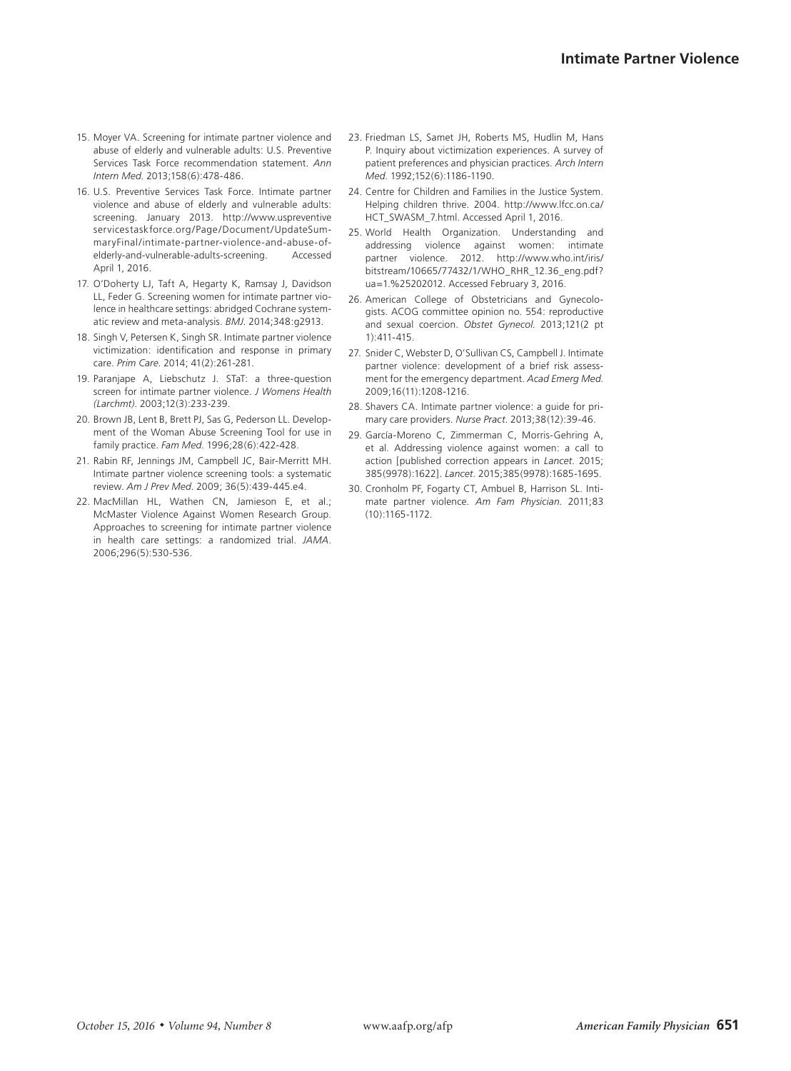15. Moyer VA. Screening for intimate partner violence and abuse of elderly and vulnerable adults: U.S. Preventive Services Task Force recommendation statement. *Ann Intern Med*. 2013;158(6):478-486.
16. U.S. Preventive Services Task Force. Intimate partner violence and abuse of elderly and vulnerable adults: screening. January 2013. http://www.uspreventiveservicestaskforce.org/Page/Document/UpdateSummaryFinal/intimate-partner-violence-and-abuse-of-elderly-and-vulnerable-adults-screening. Accessed April 1, 2016.
17. O'Doherty LJ, Taft A, Hegarty K, Ramsay J, Davidson LL, Feder G. Screening women for intimate partner violence in healthcare settings: abridged Cochrane systematic review and meta-analysis. *BMJ*. 2014;348:g2913.
18. Singh V, Petersen K, Singh SR. Intimate partner violence victimization: identification and response in primary care. *Prim Care*. 2014; 41(2):261-281.
19. Paranjape A, Liebschutz J. STaT: a three-question screen for intimate partner violence. *J Womens Health (Larchmt)*. 2003;12(3):233-239.
20. Brown JB, Lent B, Brett PJ, Sas G, Pederson LL. Development of the Woman Abuse Screening Tool for use in family practice. *Fam Med*. 1996;28(6):422-428.
21. Rabin RF, Jennings JM, Campbell JC, Bair-Merritt MH. Intimate partner violence screening tools: a systematic review. *Am J Prev Med*. 2009; 36(5):439-445.e4.
22. MacMillan HL, Wathen CN, Jamieson E, et al.; McMaster Violence Against Women Research Group. Approaches to screening for intimate partner violence in health care settings: a randomized trial. *JAMA*. 2006;296(5):530-536.
23. Friedman LS, Samet JH, Roberts MS, Hudlin M, Hans P. Inquiry about victimization experiences. A survey of patient preferences and physician practices. *Arch Intern Med*. 1992;152(6):1186-1190.
24. Centre for Children and Families in the Justice System. Helping children thrive. 2004. http://www.lfcc.on.ca/HCT_SWASM_7.html. Accessed April 1, 2016.
25. World Health Organization. Understanding and addressing violence against women: intimate partner violence. 2012. http://www.who.int/iris/bitstream/10665/77432/1/WHO_RHR_12.36_eng.pdf?ua=1.%25202012. Accessed February 3, 2016.
26. American College of Obstetricians and Gynecologists. ACOG committee opinion no. 554: reproductive and sexual coercion. *Obstet Gynecol*. 2013;121(2 pt 1):411-415.
27. Snider C, Webster D, O'Sullivan CS, Campbell J. Intimate partner violence: development of a brief risk assessment for the emergency department. *Acad Emerg Med*. 2009;16(11):1208-1216.
28. Shavers CA. Intimate partner violence: a guide for primary care providers. *Nurse Pract*. 2013;38(12):39-46.
29. García-Moreno C, Zimmerman C, Morris-Gehring A, et al. Addressing violence against women: a call to action [published correction appears in *Lancet*. 2015; 385(9978):1622]. *Lancet*. 2015;385(9978):1685-1695.
30. Cronholm PF, Fogarty CT, Ambuel B, Harrison SL. Intimate partner violence. *Am Fam Physician*. 2011;83(10):1165-1172.